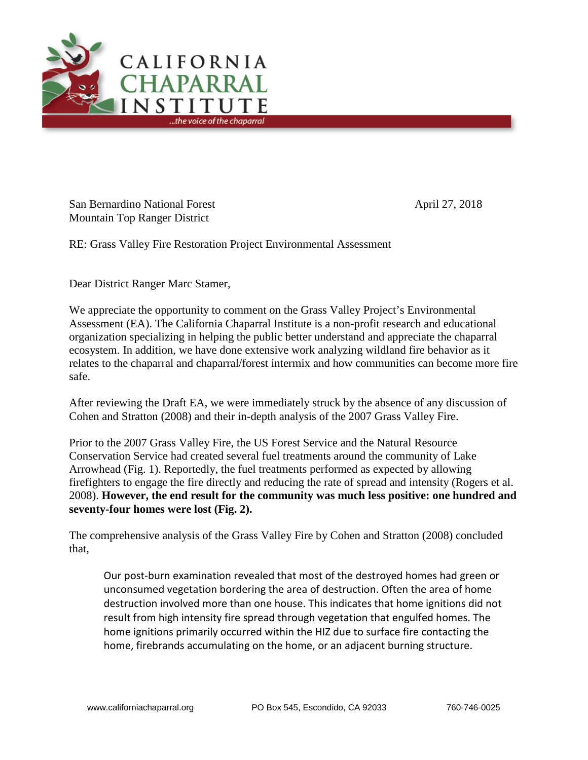# CALIFORNIA CHAPARRAL INSTITUTE

*...the voice of the chaparral*

San Bernardino National Forest
Mountain Top Ranger District

April 27, 2018

RE: Grass Valley Fire Restoration Project Environmental Assessment

Dear District Ranger Marc Stamer,

We appreciate the opportunity to comment on the Grass Valley Project's Environmental Assessment (EA). The California Chaparral Institute is a non-profit research and educational organization specializing in helping the public better understand and appreciate the chaparral ecosystem. In addition, we have done extensive work analyzing wildland fire behavior as it relates to the chaparral and chaparral/forest intermix and how communities can become more fire safe.

After reviewing the Draft EA, we were immediately struck by the absence of any discussion of Cohen and Stratton (2008) and their in-depth analysis of the 2007 Grass Valley Fire.

Prior to the 2007 Grass Valley Fire, the US Forest Service and the Natural Resource Conservation Service had created several fuel treatments around the community of Lake Arrowhead (Fig. 1). Reportedly, the fuel treatments performed as expected by allowing firefighters to engage the fire directly and reducing the rate of spread and intensity (Rogers et al. 2008). **However, the end result for the community was much less positive: one hundred and seventy-four homes were lost (Fig. 2).**

The comprehensive analysis of the Grass Valley Fire by Cohen and Stratton (2008) concluded that,

> Our post-burn examination revealed that most of the destroyed homes had green or unconsumed vegetation bordering the area of destruction. Often the area of home destruction involved more than one house. This indicates that home ignitions did not result from high intensity fire spread through vegetation that engulfed homes. The home ignitions primarily occurred within the HIZ due to surface fire contacting the home, firebrands accumulating on the home, or an adjacent burning structure.

www.californiachaparral.org PO Box 545, Escondido, CA 92033 760-746-0025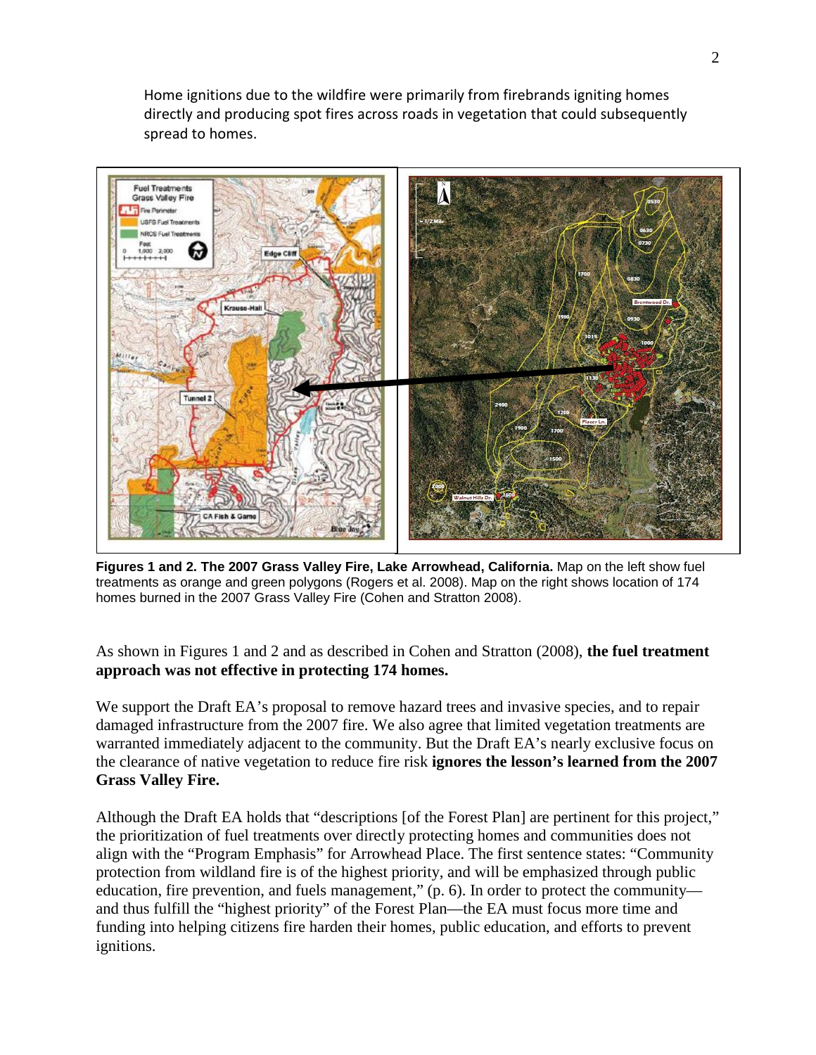Home ignitions due to the wildfire were primarily from firebrands igniting homes directly and producing spot fires across roads in vegetation that could subsequently spread to homes.

**Figures 1 and 2. The 2007 Grass Valley Fire, Lake Arrowhead, California.** Map on the left show fuel treatments as orange and green polygons (Rogers et al. 2008). Map on the right shows location of 174 homes burned in the 2007 Grass Valley Fire (Cohen and Stratton 2008).

As shown in Figures 1 and 2 and as described in Cohen and Stratton (2008), **the fuel treatment approach was not effective in protecting 174 homes.**

We support the Draft EA's proposal to remove hazard trees and invasive species, and to repair damaged infrastructure from the 2007 fire. We also agree that limited vegetation treatments are warranted immediately adjacent to the community. But the Draft EA's nearly exclusive focus on the clearance of native vegetation to reduce fire risk **ignores the lesson's learned from the 2007 Grass Valley Fire.**

Although the Draft EA holds that "descriptions [of the Forest Plan] are pertinent for this project," the prioritization of fuel treatments over directly protecting homes and communities does not align with the "Program Emphasis" for Arrowhead Place. The first sentence states: "Community protection from wildland fire is of the highest priority, and will be emphasized through public education, fire prevention, and fuels management," (p. 6). In order to protect the community—and thus fulfill the "highest priority" of the Forest Plan—the EA must focus more time and funding into helping citizens fire harden their homes, public education, and efforts to prevent ignitions.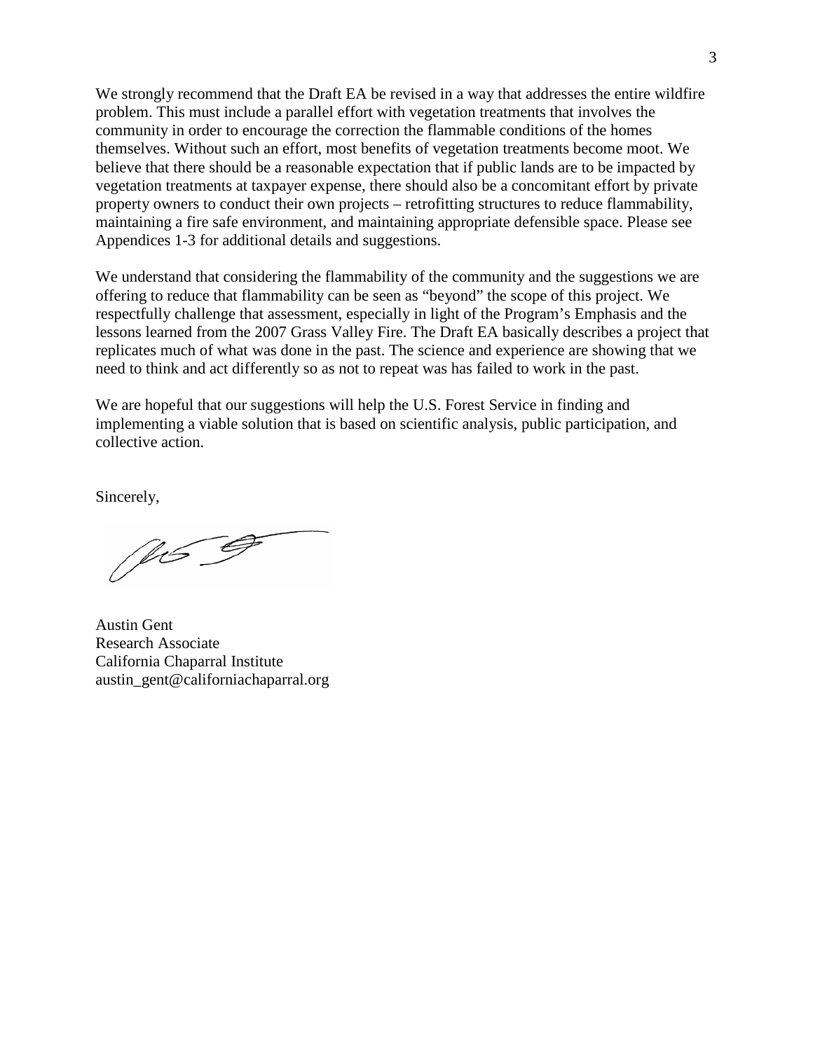We strongly recommend that the Draft EA be revised in a way that addresses the entire wildfire problem. This must include a parallel effort with vegetation treatments that involves the community in order to encourage the correction the flammable conditions of the homes themselves. Without such an effort, most benefits of vegetation treatments become moot. We believe that there should be a reasonable expectation that if public lands are to be impacted by vegetation treatments at taxpayer expense, there should also be a concomitant effort by private property owners to conduct their own projects – retrofitting structures to reduce flammability, maintaining a fire safe environment, and maintaining appropriate defensible space. Please see Appendices 1-3 for additional details and suggestions.

We understand that considering the flammability of the community and the suggestions we are offering to reduce that flammability can be seen as "beyond" the scope of this project. We respectfully challenge that assessment, especially in light of the Program's Emphasis and the lessons learned from the 2007 Grass Valley Fire. The Draft EA basically describes a project that replicates much of what was done in the past. The science and experience are showing that we need to think and act differently so as not to repeat was has failed to work in the past.

We are hopeful that our suggestions will help the U.S. Forest Service in finding and implementing a viable solution that is based on scientific analysis, public participation, and collective action.

Sincerely,

Austin Gent
Research Associate
California Chaparral Institute
austin_gent@californiachaparral.org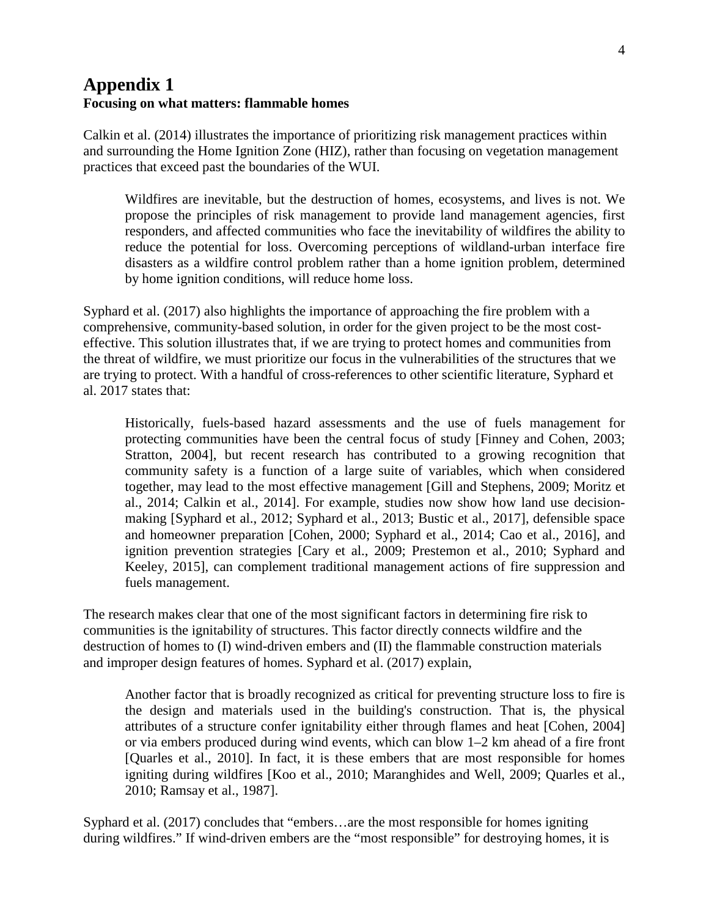# Appendix 1

**Focusing on what matters: flammable homes**

Calkin et al. (2014) illustrates the importance of prioritizing risk management practices within and surrounding the Home Ignition Zone (HIZ), rather than focusing on vegetation management practices that exceed past the boundaries of the WUI.

> Wildfires are inevitable, but the destruction of homes, ecosystems, and lives is not. We propose the principles of risk management to provide land management agencies, first responders, and affected communities who face the inevitability of wildfires the ability to reduce the potential for loss. Overcoming perceptions of wildland-urban interface fire disasters as a wildfire control problem rather than a home ignition problem, determined by home ignition conditions, will reduce home loss.

Syphard et al. (2017) also highlights the importance of approaching the fire problem with a comprehensive, community-based solution, in order for the given project to be the most cost-effective. This solution illustrates that, if we are trying to protect homes and communities from the threat of wildfire, we must prioritize our focus in the vulnerabilities of the structures that we are trying to protect. With a handful of cross-references to other scientific literature, Syphard et al. 2017 states that:

> Historically, fuels-based hazard assessments and the use of fuels management for protecting communities have been the central focus of study [Finney and Cohen, 2003; Stratton, 2004], but recent research has contributed to a growing recognition that community safety is a function of a large suite of variables, which when considered together, may lead to the most effective management [Gill and Stephens, 2009; Moritz et al., 2014; Calkin et al., 2014]. For example, studies now show how land use decision-making [Syphard et al., 2012; Syphard et al., 2013; Bustic et al., 2017], defensible space and homeowner preparation [Cohen, 2000; Syphard et al., 2014; Cao et al., 2016], and ignition prevention strategies [Cary et al., 2009; Prestemon et al., 2010; Syphard and Keeley, 2015], can complement traditional management actions of fire suppression and fuels management.

The research makes clear that one of the most significant factors in determining fire risk to communities is the ignitability of structures. This factor directly connects wildfire and the destruction of homes to (I) wind-driven embers and (II) the flammable construction materials and improper design features of homes. Syphard et al. (2017) explain,

> Another factor that is broadly recognized as critical for preventing structure loss to fire is the design and materials used in the building's construction. That is, the physical attributes of a structure confer ignitability either through flames and heat [Cohen, 2004] or via embers produced during wind events, which can blow 1–2 km ahead of a fire front [Quarles et al., 2010]. In fact, it is these embers that are most responsible for homes igniting during wildfires [Koo et al., 2010; Maranghides and Well, 2009; Quarles et al., 2010; Ramsay et al., 1987].

Syphard et al. (2017) concludes that "embers…are the most responsible for homes igniting during wildfires." If wind-driven embers are the "most responsible" for destroying homes, it is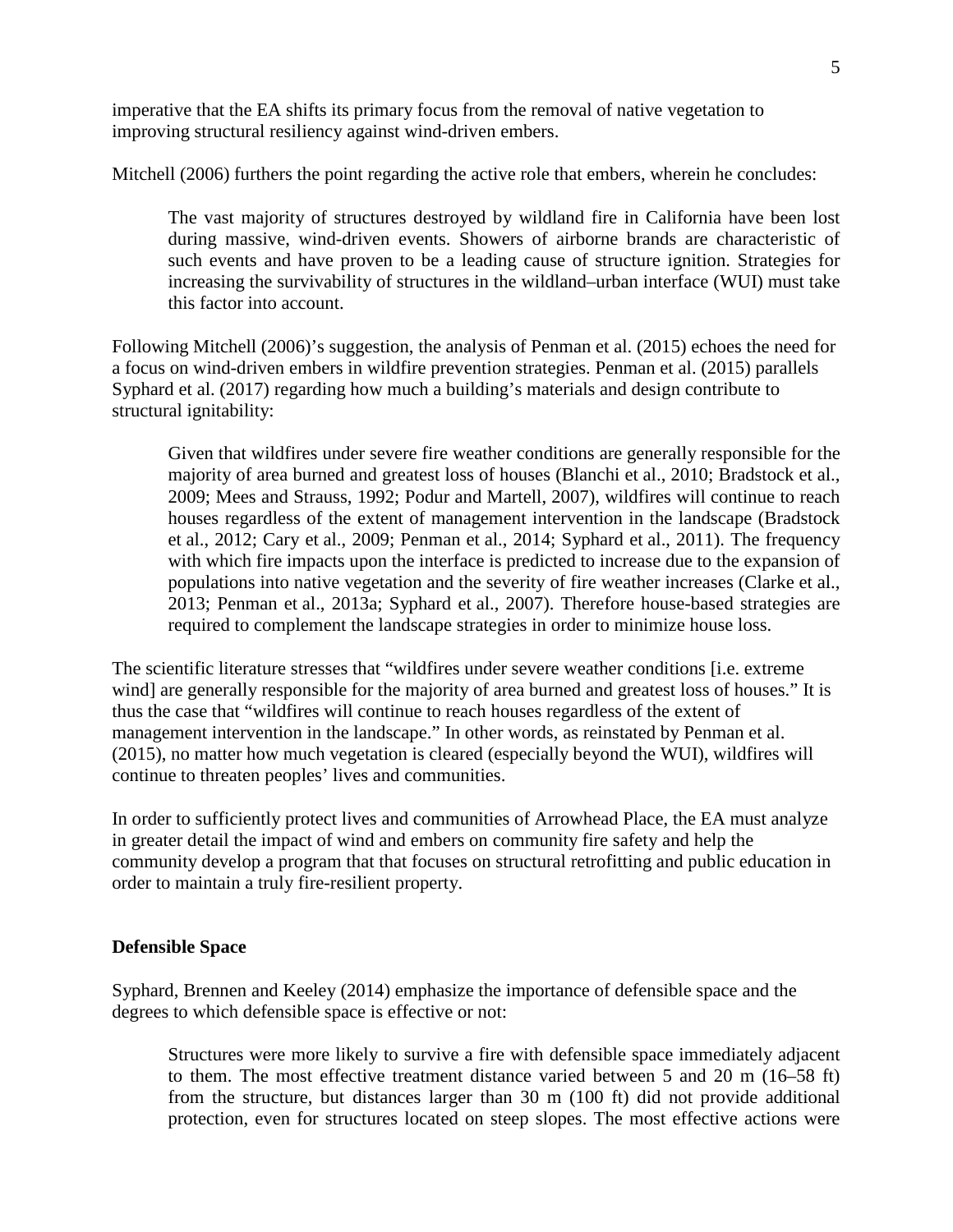imperative that the EA shifts its primary focus from the removal of native vegetation to improving structural resiliency against wind-driven embers.

Mitchell (2006) furthers the point regarding the active role that embers, wherein he concludes:

> The vast majority of structures destroyed by wildland fire in California have been lost during massive, wind-driven events. Showers of airborne brands are characteristic of such events and have proven to be a leading cause of structure ignition. Strategies for increasing the survivability of structures in the wildland–urban interface (WUI) must take this factor into account.

Following Mitchell (2006)'s suggestion, the analysis of Penman et al. (2015) echoes the need for a focus on wind-driven embers in wildfire prevention strategies. Penman et al. (2015) parallels Syphard et al. (2017) regarding how much a building's materials and design contribute to structural ignitability:

> Given that wildfires under severe fire weather conditions are generally responsible for the majority of area burned and greatest loss of houses (Blanchi et al., 2010; Bradstock et al., 2009; Mees and Strauss, 1992; Podur and Martell, 2007), wildfires will continue to reach houses regardless of the extent of management intervention in the landscape (Bradstock et al., 2012; Cary et al., 2009; Penman et al., 2014; Syphard et al., 2011). The frequency with which fire impacts upon the interface is predicted to increase due to the expansion of populations into native vegetation and the severity of fire weather increases (Clarke et al., 2013; Penman et al., 2013a; Syphard et al., 2007). Therefore house-based strategies are required to complement the landscape strategies in order to minimize house loss.

The scientific literature stresses that "wildfires under severe weather conditions [i.e. extreme wind] are generally responsible for the majority of area burned and greatest loss of houses." It is thus the case that "wildfires will continue to reach houses regardless of the extent of management intervention in the landscape." In other words, as reinstated by Penman et al. (2015), no matter how much vegetation is cleared (especially beyond the WUI), wildfires will continue to threaten peoples' lives and communities.

In order to sufficiently protect lives and communities of Arrowhead Place, the EA must analyze in greater detail the impact of wind and embers on community fire safety and help the community develop a program that that focuses on structural retrofitting and public education in order to maintain a truly fire-resilient property.

**Defensible Space**

Syphard, Brennen and Keeley (2014) emphasize the importance of defensible space and the degrees to which defensible space is effective or not:

> Structures were more likely to survive a fire with defensible space immediately adjacent to them. The most effective treatment distance varied between 5 and 20 m (16–58 ft) from the structure, but distances larger than 30 m (100 ft) did not provide additional protection, even for structures located on steep slopes. The most effective actions were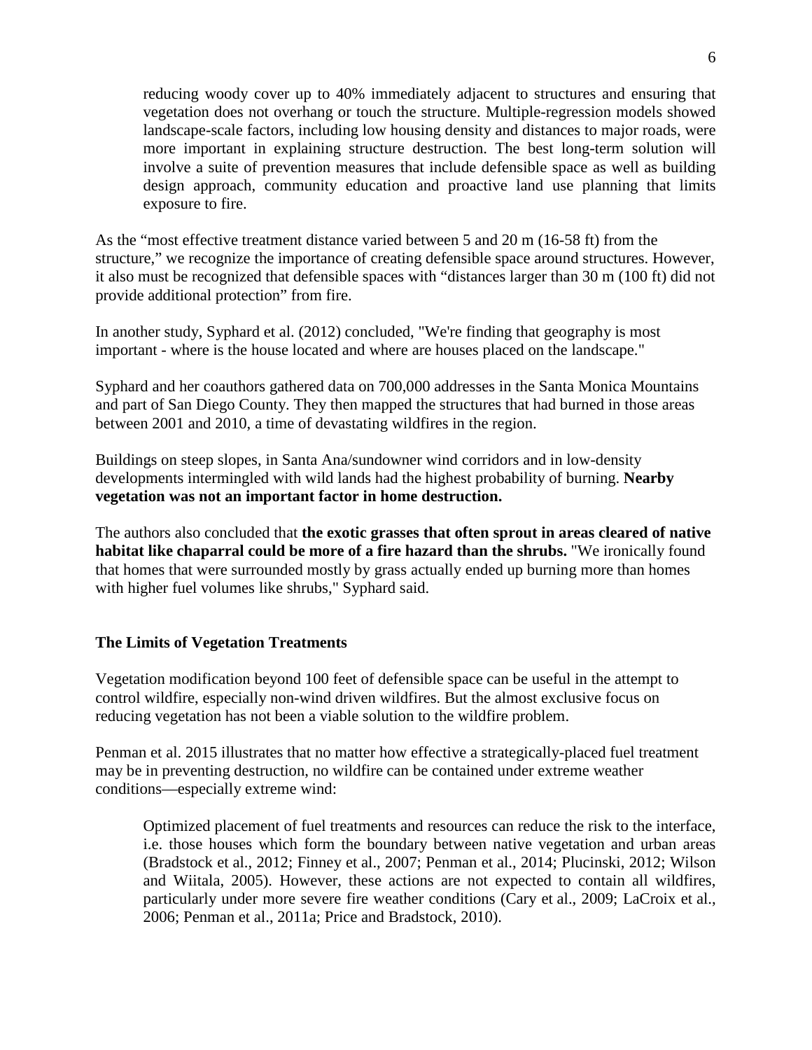> reducing woody cover up to 40% immediately adjacent to structures and ensuring that vegetation does not overhang or touch the structure. Multiple-regression models showed landscape-scale factors, including low housing density and distances to major roads, were more important in explaining structure destruction. The best long-term solution will involve a suite of prevention measures that include defensible space as well as building design approach, community education and proactive land use planning that limits exposure to fire.

As the "most effective treatment distance varied between 5 and 20 m (16-58 ft) from the structure," we recognize the importance of creating defensible space around structures. However, it also must be recognized that defensible spaces with "distances larger than 30 m (100 ft) did not provide additional protection" from fire.

In another study, Syphard et al. (2012) concluded, "We're finding that geography is most important - where is the house located and where are houses placed on the landscape."

Syphard and her coauthors gathered data on 700,000 addresses in the Santa Monica Mountains and part of San Diego County. They then mapped the structures that had burned in those areas between 2001 and 2010, a time of devastating wildfires in the region.

Buildings on steep slopes, in Santa Ana/sundowner wind corridors and in low-density developments intermingled with wild lands had the highest probability of burning. **Nearby vegetation was not an important factor in home destruction.**

The authors also concluded that **the exotic grasses that often sprout in areas cleared of native habitat like chaparral could be more of a fire hazard than the shrubs.** "We ironically found that homes that were surrounded mostly by grass actually ended up burning more than homes with higher fuel volumes like shrubs," Syphard said.

## The Limits of Vegetation Treatments

Vegetation modification beyond 100 feet of defensible space can be useful in the attempt to control wildfire, especially non-wind driven wildfires. But the almost exclusive focus on reducing vegetation has not been a viable solution to the wildfire problem.

Penman et al. 2015 illustrates that no matter how effective a strategically-placed fuel treatment may be in preventing destruction, no wildfire can be contained under extreme weather conditions—especially extreme wind:

> Optimized placement of fuel treatments and resources can reduce the risk to the interface, i.e. those houses which form the boundary between native vegetation and urban areas (Bradstock et al., 2012; Finney et al., 2007; Penman et al., 2014; Plucinski, 2012; Wilson and Wiitala, 2005). However, these actions are not expected to contain all wildfires, particularly under more severe fire weather conditions (Cary et al., 2009; LaCroix et al., 2006; Penman et al., 2011a; Price and Bradstock, 2010).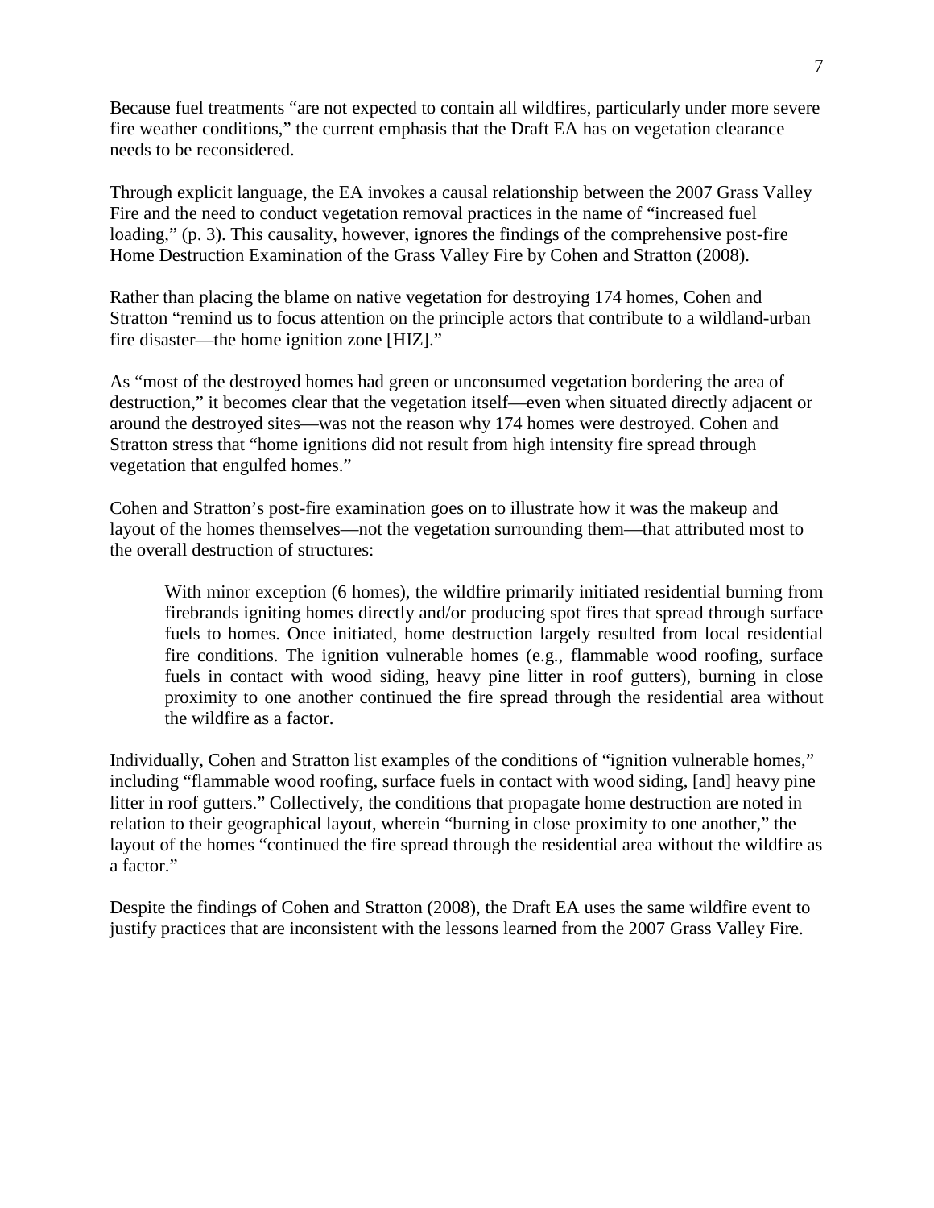Because fuel treatments "are not expected to contain all wildfires, particularly under more severe fire weather conditions," the current emphasis that the Draft EA has on vegetation clearance needs to be reconsidered.

Through explicit language, the EA invokes a causal relationship between the 2007 Grass Valley Fire and the need to conduct vegetation removal practices in the name of "increased fuel loading," (p. 3). This causality, however, ignores the findings of the comprehensive post-fire Home Destruction Examination of the Grass Valley Fire by Cohen and Stratton (2008).

Rather than placing the blame on native vegetation for destroying 174 homes, Cohen and Stratton "remind us to focus attention on the principle actors that contribute to a wildland-urban fire disaster—the home ignition zone [HIZ]."

As "most of the destroyed homes had green or unconsumed vegetation bordering the area of destruction," it becomes clear that the vegetation itself—even when situated directly adjacent or around the destroyed sites—was not the reason why 174 homes were destroyed. Cohen and Stratton stress that "home ignitions did not result from high intensity fire spread through vegetation that engulfed homes."

Cohen and Stratton's post-fire examination goes on to illustrate how it was the makeup and layout of the homes themselves—not the vegetation surrounding them—that attributed most to the overall destruction of structures:

> With minor exception (6 homes), the wildfire primarily initiated residential burning from firebrands igniting homes directly and/or producing spot fires that spread through surface fuels to homes. Once initiated, home destruction largely resulted from local residential fire conditions. The ignition vulnerable homes (e.g., flammable wood roofing, surface fuels in contact with wood siding, heavy pine litter in roof gutters), burning in close proximity to one another continued the fire spread through the residential area without the wildfire as a factor.

Individually, Cohen and Stratton list examples of the conditions of "ignition vulnerable homes," including "flammable wood roofing, surface fuels in contact with wood siding, [and] heavy pine litter in roof gutters." Collectively, the conditions that propagate home destruction are noted in relation to their geographical layout, wherein "burning in close proximity to one another," the layout of the homes "continued the fire spread through the residential area without the wildfire as a factor."

Despite the findings of Cohen and Stratton (2008), the Draft EA uses the same wildfire event to justify practices that are inconsistent with the lessons learned from the 2007 Grass Valley Fire.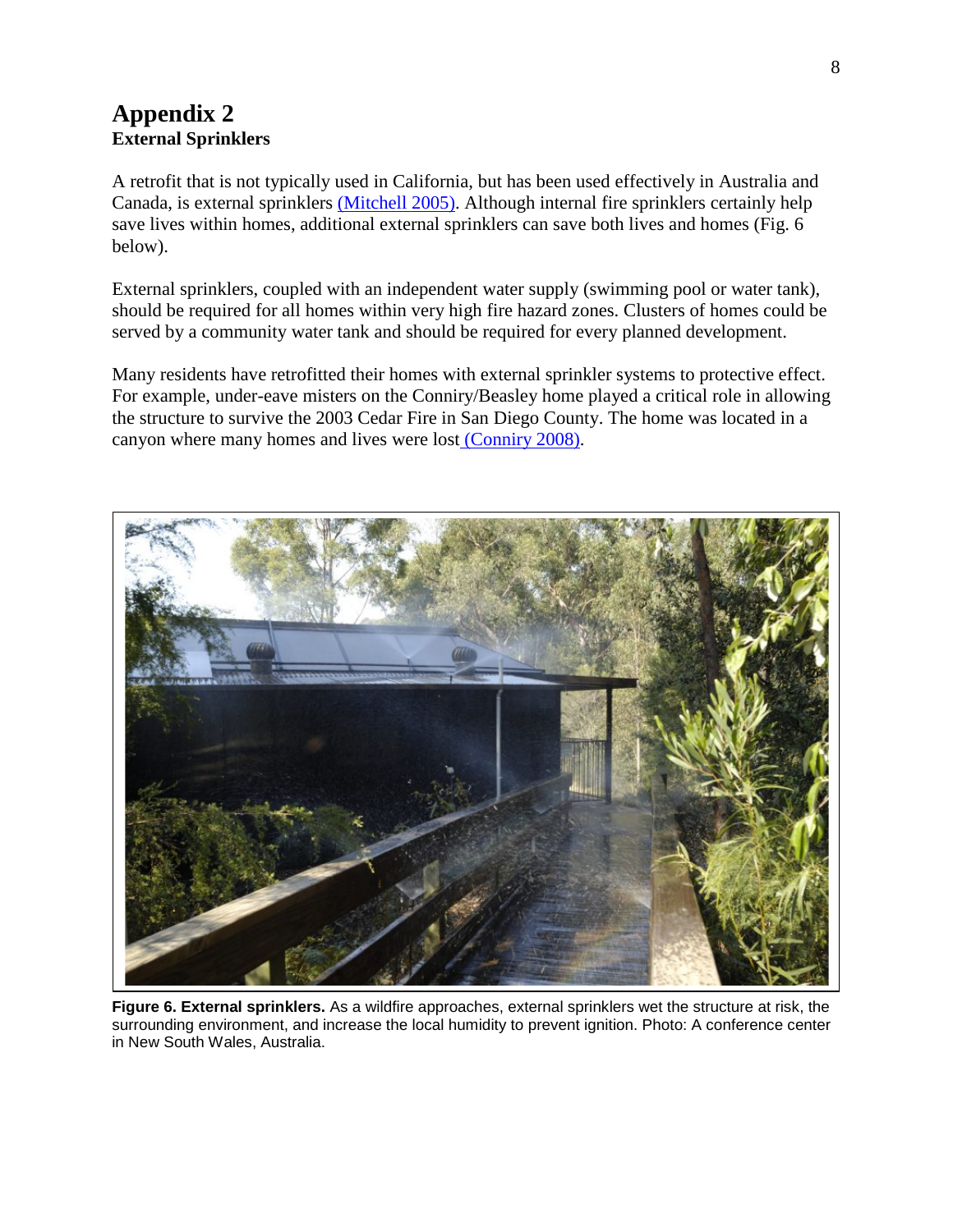# Appendix 2

**External Sprinklers**

A retrofit that is not typically used in California, but has been used effectively in Australia and Canada, is external sprinklers (Mitchell 2005). Although internal fire sprinklers certainly help save lives within homes, additional external sprinklers can save both lives and homes (Fig. 6 below).

External sprinklers, coupled with an independent water supply (swimming pool or water tank), should be required for all homes within very high fire hazard zones. Clusters of homes could be served by a community water tank and should be required for every planned development.

Many residents have retrofitted their homes with external sprinkler systems to protective effect. For example, under-eave misters on the Conniry/Beasley home played a critical role in allowing the structure to survive the 2003 Cedar Fire in San Diego County. The home was located in a canyon where many homes and lives were lost (Conniry 2008).

**Figure 6. External sprinklers.** As a wildfire approaches, external sprinklers wet the structure at risk, the surrounding environment, and increase the local humidity to prevent ignition. Photo: A conference center in New South Wales, Australia.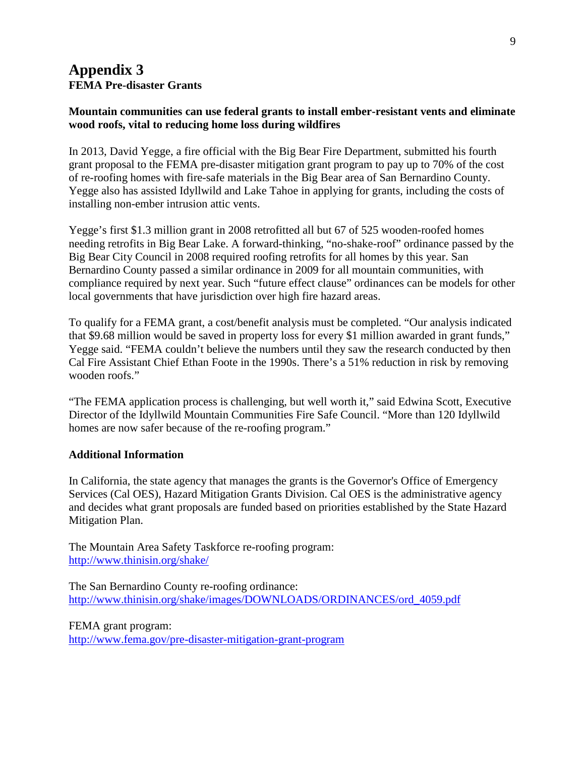# Appendix 3

**FEMA Pre-disaster Grants**

**Mountain communities can use federal grants to install ember-resistant vents and eliminate wood roofs, vital to reducing home loss during wildfires**

In 2013, David Yegge, a fire official with the Big Bear Fire Department, submitted his fourth grant proposal to the FEMA pre-disaster mitigation grant program to pay up to 70% of the cost of re-roofing homes with fire-safe materials in the Big Bear area of San Bernardino County. Yegge also has assisted Idyllwild and Lake Tahoe in applying for grants, including the costs of installing non-ember intrusion attic vents.

Yegge's first $1.3 million grant in 2008 retrofitted all but 67 of 525 wooden-roofed homes needing retrofits in Big Bear Lake. A forward-thinking, "no-shake-roof" ordinance passed by the Big Bear City Council in 2008 required roofing retrofits for all homes by this year. San Bernardino County passed a similar ordinance in 2009 for all mountain communities, with compliance required by next year. Such "future effect clause" ordinances can be models for other local governments that have jurisdiction over high fire hazard areas.

To qualify for a FEMA grant, a cost/benefit analysis must be completed. "Our analysis indicated that $9.68 million would be saved in property loss for every $1 million awarded in grant funds," Yegge said. "FEMA couldn't believe the numbers until they saw the research conducted by then Cal Fire Assistant Chief Ethan Foote in the 1990s. There's a 51% reduction in risk by removing wooden roofs."

"The FEMA application process is challenging, but well worth it," said Edwina Scott, Executive Director of the Idyllwild Mountain Communities Fire Safe Council. "More than 120 Idyllwild homes are now safer because of the re-roofing program."

**Additional Information**

In California, the state agency that manages the grants is the Governor's Office of Emergency Services (Cal OES), Hazard Mitigation Grants Division. Cal OES is the administrative agency and decides what grant proposals are funded based on priorities established by the State Hazard Mitigation Plan.

The Mountain Area Safety Taskforce re-roofing program:
http://www.thinisin.org/shake/

The San Bernardino County re-roofing ordinance:
http://www.thinisin.org/shake/images/DOWNLOADS/ORDINANCES/ord_4059.pdf

FEMA grant program:
http://www.fema.gov/pre-disaster-mitigation-grant-program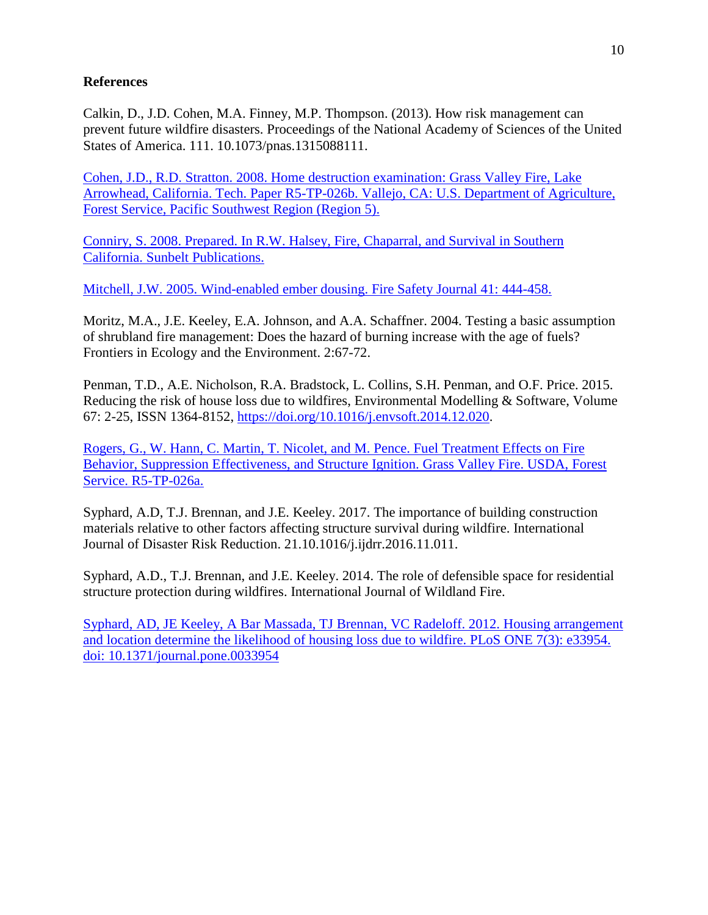**References**

Calkin, D., J.D. Cohen, M.A. Finney, M.P. Thompson. (2013). How risk management can prevent future wildfire disasters. Proceedings of the National Academy of Sciences of the United States of America. 111. 10.1073/pnas.1315088111.

Cohen, J.D., R.D. Stratton. 2008. Home destruction examination: Grass Valley Fire, Lake Arrowhead, California. Tech. Paper R5-TP-026b. Vallejo, CA: U.S. Department of Agriculture, Forest Service, Pacific Southwest Region (Region 5).

Conniry, S. 2008. Prepared. In R.W. Halsey, Fire, Chaparral, and Survival in Southern California. Sunbelt Publications.

Mitchell, J.W. 2005. Wind-enabled ember dousing. Fire Safety Journal 41: 444-458.

Moritz, M.A., J.E. Keeley, E.A. Johnson, and A.A. Schaffner. 2004. Testing a basic assumption of shrubland fire management: Does the hazard of burning increase with the age of fuels? Frontiers in Ecology and the Environment. 2:67-72.

Penman, T.D., A.E. Nicholson, R.A. Bradstock, L. Collins, S.H. Penman, and O.F. Price. 2015. Reducing the risk of house loss due to wildfires, Environmental Modelling & Software, Volume 67: 2-25, ISSN 1364-8152, https://doi.org/10.1016/j.envsoft.2014.12.020.

Rogers, G., W. Hann, C. Martin, T. Nicolet, and M. Pence. Fuel Treatment Effects on Fire Behavior, Suppression Effectiveness, and Structure Ignition. Grass Valley Fire. USDA, Forest Service. R5-TP-026a.

Syphard, A.D, T.J. Brennan, and J.E. Keeley. 2017. The importance of building construction materials relative to other factors affecting structure survival during wildfire. International Journal of Disaster Risk Reduction. 21.10.1016/j.ijdrr.2016.11.011.

Syphard, A.D., T.J. Brennan, and J.E. Keeley. 2014. The role of defensible space for residential structure protection during wildfires. International Journal of Wildland Fire.

Syphard, AD, JE Keeley, A Bar Massada, TJ Brennan, VC Radeloff. 2012. Housing arrangement and location determine the likelihood of housing loss due to wildfire. PLoS ONE 7(3): e33954. doi: 10.1371/journal.pone.0033954